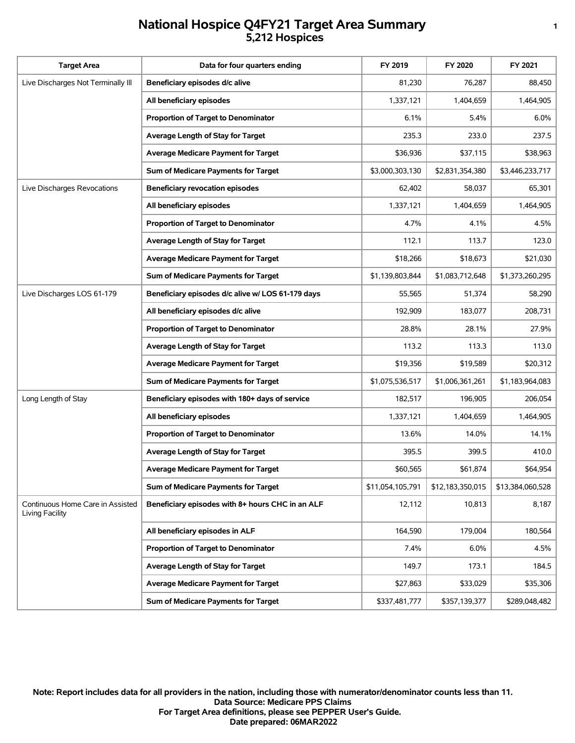# National Hospice Q4FY21 Target Area Summary
## 5,212 Hospices

| Target Area | Data for four quarters ending | FY 2019 | FY 2020 | FY 2021 |
|---|---|---|---|---|
| Live Discharges Not Terminally Ill | **Beneficiary episodes d/c alive** | 81,230 | 76,287 | 88,450 |
| | **All beneficiary episodes** | 1,337,121 | 1,404,659 | 1,464,905 |
| | **Proportion of Target to Denominator** | 6.1% | 5.4% | 6.0% |
| | **Average Length of Stay for Target** | 235.3 | 233.0 | 237.5 |
| | **Average Medicare Payment for Target** | $36,936 | $37,115 | $38,963 |
| | **Sum of Medicare Payments for Target** | $3,000,303,130 | $2,831,354,380 | $3,446,233,717 |
| Live Discharges Revocations | **Beneficiary revocation episodes** | 62,402 | 58,037 | 65,301 |
| | **All beneficiary episodes** | 1,337,121 | 1,404,659 | 1,464,905 |
| | **Proportion of Target to Denominator** | 4.7% | 4.1% | 4.5% |
| | **Average Length of Stay for Target** | 112.1 | 113.7 | 123.0 |
| | **Average Medicare Payment for Target** | $18,266 | $18,673 | $21,030 |
| | **Sum of Medicare Payments for Target** | $1,139,803,844 | $1,083,712,648 | $1,373,260,295 |
| Live Discharges LOS 61-179 | **Beneficiary episodes d/c alive w/ LOS 61-179 days** | 55,565 | 51,374 | 58,290 |
| | **All beneficiary episodes d/c alive** | 192,909 | 183,077 | 208,731 |
| | **Proportion of Target to Denominator** | 28.8% | 28.1% | 27.9% |
| | **Average Length of Stay for Target** | 113.2 | 113.3 | 113.0 |
| | **Average Medicare Payment for Target** | $19,356 | $19,589 | $20,312 |
| | **Sum of Medicare Payments for Target** | $1,075,536,517 | $1,006,361,261 | $1,183,964,083 |
| Long Length of Stay | **Beneficiary episodes with 180+ days of service** | 182,517 | 196,905 | 206,054 |
| | **All beneficiary episodes** | 1,337,121 | 1,404,659 | 1,464,905 |
| | **Proportion of Target to Denominator** | 13.6% | 14.0% | 14.1% |
| | **Average Length of Stay for Target** | 395.5 | 399.5 | 410.0 |
| | **Average Medicare Payment for Target** | $60,565 | $61,874 | $64,954 |
| | **Sum of Medicare Payments for Target** | $11,054,105,791 | $12,183,350,015 | $13,384,060,528 |
| Continuous Home Care in Assisted Living Facility | **Beneficiary episodes with 8+ hours CHC in an ALF** | 12,112 | 10,813 | 8,187 |
| | **All beneficiary episodes in ALF** | 164,590 | 179,004 | 180,564 |
| | **Proportion of Target to Denominator** | 7.4% | 6.0% | 4.5% |
| | **Average Length of Stay for Target** | 149.7 | 173.1 | 184.5 |
| | **Average Medicare Payment for Target** | $27,863 | $33,029 | $35,306 |
| | **Sum of Medicare Payments for Target** | $337,481,777 | $357,139,377 | $289,048,482 |

**Note: Report includes data for all providers in the nation, including those with numerator/denominator counts less than 11.**
**Data Source: Medicare PPS Claims**
**For Target Area definitions, please see PEPPER User's Guide.**
**Date prepared: 06MAR2022**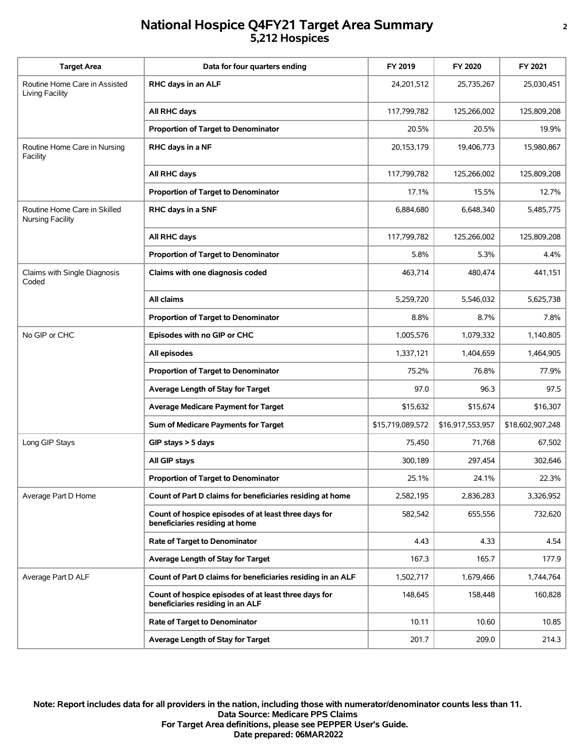# National Hospice Q4FY21 Target Area Summary
## 5,212 Hospices

| Target Area | Data for four quarters ending | FY 2019 | FY 2020 | FY 2021 |
|---|---|---|---|---|
| Routine Home Care in Assisted Living Facility | **RHC days in an ALF** | 24,201,512 | 25,735,267 | 25,030,451 |
| | **All RHC days** | 117,799,782 | 125,266,002 | 125,809,208 |
| | **Proportion of Target to Denominator** | 20.5% | 20.5% | 19.9% |
| Routine Home Care in Nursing Facility | **RHC days in a NF** | 20,153,179 | 19,406,773 | 15,980,867 |
| | **All RHC days** | 117,799,782 | 125,266,002 | 125,809,208 |
| | **Proportion of Target to Denominator** | 17.1% | 15.5% | 12.7% |
| Routine Home Care in Skilled Nursing Facility | **RHC days in a SNF** | 6,884,680 | 6,648,340 | 5,485,775 |
| | **All RHC days** | 117,799,782 | 125,266,002 | 125,809,208 |
| | **Proportion of Target to Denominator** | 5.8% | 5.3% | 4.4% |
| Claims with Single Diagnosis Coded | **Claims with one diagnosis coded** | 463,714 | 480,474 | 441,151 |
| | **All claims** | 5,259,720 | 5,546,032 | 5,625,738 |
| | **Proportion of Target to Denominator** | 8.8% | 8.7% | 7.8% |
| No GIP or CHC | **Episodes with no GIP or CHC** | 1,005,576 | 1,079,332 | 1,140,805 |
| | **All episodes** | 1,337,121 | 1,404,659 | 1,464,905 |
| | **Proportion of Target to Denominator** | 75.2% | 76.8% | 77.9% |
| | **Average Length of Stay for Target** | 97.0 | 96.3 | 97.5 |
| | **Average Medicare Payment for Target** | $15,632 | $15,674 | $16,307 |
| | **Sum of Medicare Payments for Target** | $15,719,089,572 | $16,917,553,957 | $18,602,907,248 |
| Long GIP Stays | **GIP stays > 5 days** | 75,450 | 71,768 | 67,502 |
| | **All GIP stays** | 300,189 | 297,454 | 302,646 |
| | **Proportion of Target to Denominator** | 25.1% | 24.1% | 22.3% |
| Average Part D Home | **Count of Part D claims for beneficiaries residing at home** | 2,582,195 | 2,836,283 | 3,326,952 |
| | **Count of hospice episodes of at least three days for beneficiaries residing at home** | 582,542 | 655,556 | 732,620 |
| | **Rate of Target to Denominator** | 4.43 | 4.33 | 4.54 |
| | **Average Length of Stay for Target** | 167.3 | 165.7 | 177.9 |
| Average Part D ALF | **Count of Part D claims for beneficiaries residing in an ALF** | 1,502,717 | 1,679,466 | 1,744,764 |
| | **Count of hospice episodes of at least three days for beneficiaries residing in an ALF** | 148,645 | 158,448 | 160,828 |
| | **Rate of Target to Denominator** | 10.11 | 10.60 | 10.85 |
| | **Average Length of Stay for Target** | 201.7 | 209.0 | 214.3 |

**Note: Report includes data for all providers in the nation, including those with numerator/denominator counts less than 11.**
**Data Source: Medicare PPS Claims**
**For Target Area definitions, please see PEPPER User's Guide.**
**Date prepared: 06MAR2022**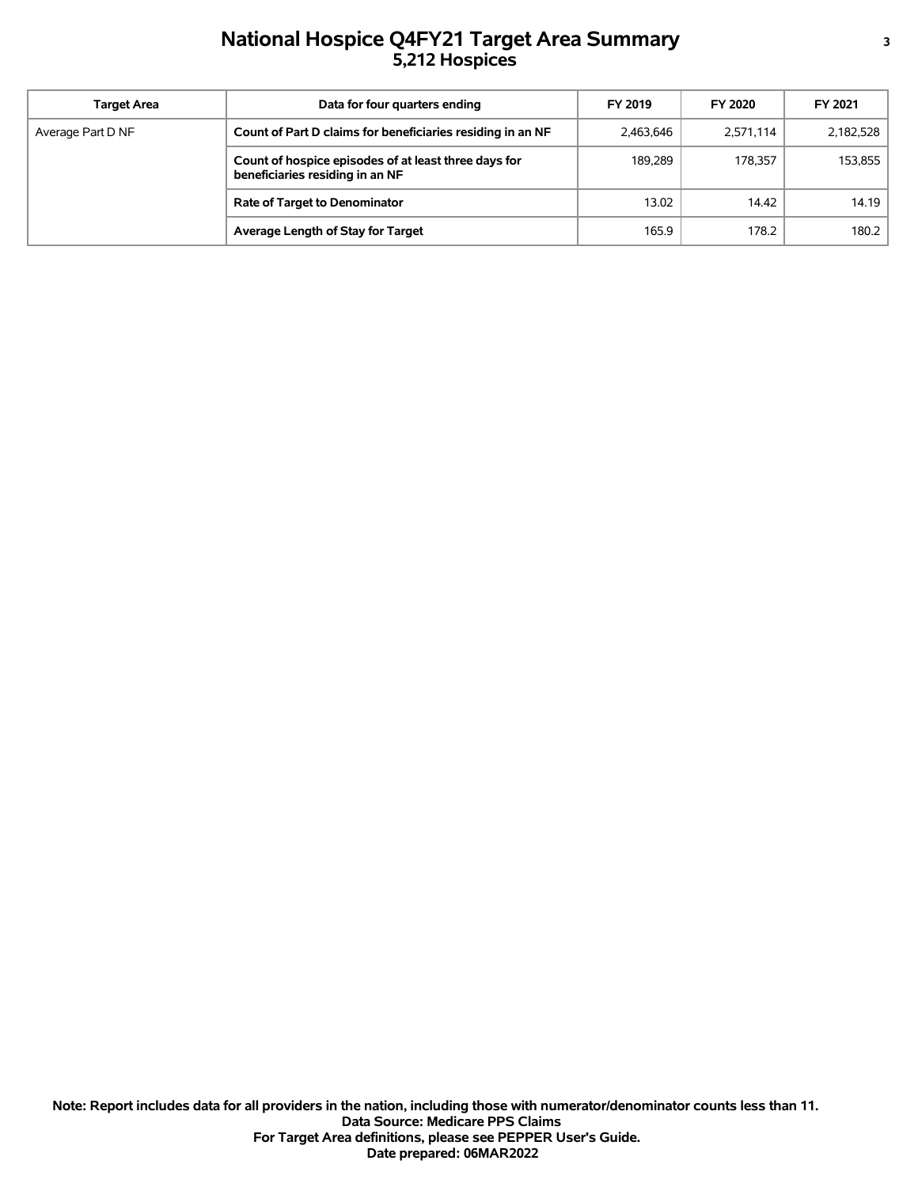# National Hospice Q4FY21 Target Area Summary
## 5,212 Hospices

| Target Area | Data for four quarters ending | FY 2019 | FY 2020 | FY 2021 |
|---|---|---|---|---|
| Average Part D NF | **Count of Part D claims for beneficiaries residing in an NF** | 2,463,646 | 2,571,114 | 2,182,528 |
| | **Count of hospice episodes of at least three days for beneficiaries residing in an NF** | 189,289 | 178,357 | 153,855 |
| | **Rate of Target to Denominator** | 13.02 | 14.42 | 14.19 |
| | **Average Length of Stay for Target** | 165.9 | 178.2 | 180.2 |

**Note: Report includes data for all providers in the nation, including those with numerator/denominator counts less than 11.**
**Data Source: Medicare PPS Claims**
**For Target Area definitions, please see PEPPER User's Guide.**
**Date prepared: 06MAR2022**